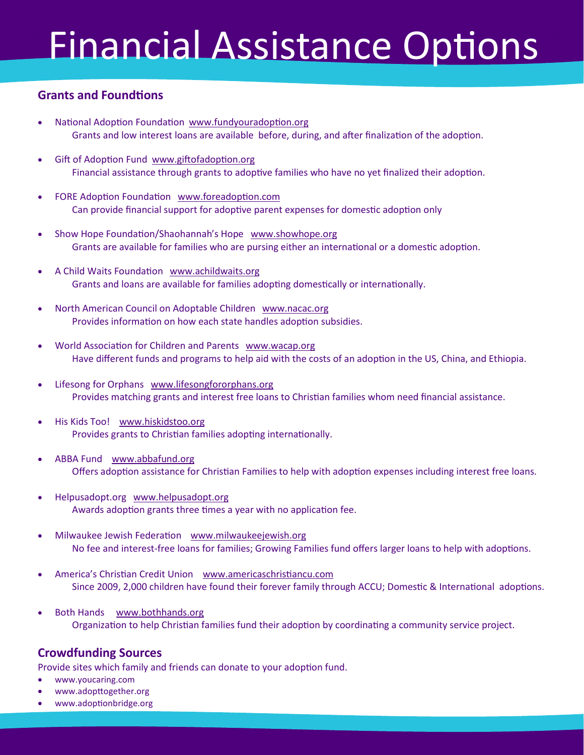# Financial Assistance Options

## Grants and Foundtions

- National Adoption Foundation www.fundyouradoption.org
  Grants and low interest loans are available before, during, and after finalization of the adoption.
- Gift of Adoption Fund www.giftofadoption.org
  Financial assistance through grants to adoptive families who have no yet finalized their adoption.
- FORE Adoption Foundation www.foreadoption.com
  Can provide financial support for adoptive parent expenses for domestic adoption only
- Show Hope Foundation/Shaohannah's Hope www.showhope.org
  Grants are available for families who are pursing either an international or a domestic adoption.
- A Child Waits Foundation www.achildwaits.org
  Grants and loans are available for families adopting domestically or internationally.
- North American Council on Adoptable Children www.nacac.org
  Provides information on how each state handles adoption subsidies.
- World Association for Children and Parents www.wacap.org
  Have different funds and programs to help aid with the costs of an adoption in the US, China, and Ethiopia.
- Lifesong for Orphans www.lifesongfororphans.org
  Provides matching grants and interest free loans to Christian families whom need financial assistance.
- His Kids Too! www.hiskidstoo.org
  Provides grants to Christian families adopting internationally.
- ABBA Fund www.abbafund.org
  Offers adoption assistance for Christian Families to help with adoption expenses including interest free loans.
- Helpusadopt.org www.helpusadopt.org
  Awards adoption grants three times a year with no application fee.
- Milwaukee Jewish Federation www.milwaukeejewish.org
  No fee and interest-free loans for families; Growing Families fund offers larger loans to help with adoptions.
- America's Christian Credit Union www.americaschristiancu.com
  Since 2009, 2,000 children have found their forever family through ACCU; Domestic & International adoptions.
- Both Hands www.bothhands.org
  Organization to help Christian families fund their adoption by coordinating a community service project.

## Crowdfunding Sources

Provide sites which family and friends can donate to your adoption fund.

- www.youcaring.com
- www.adopttogether.org
- www.adoptionbridge.org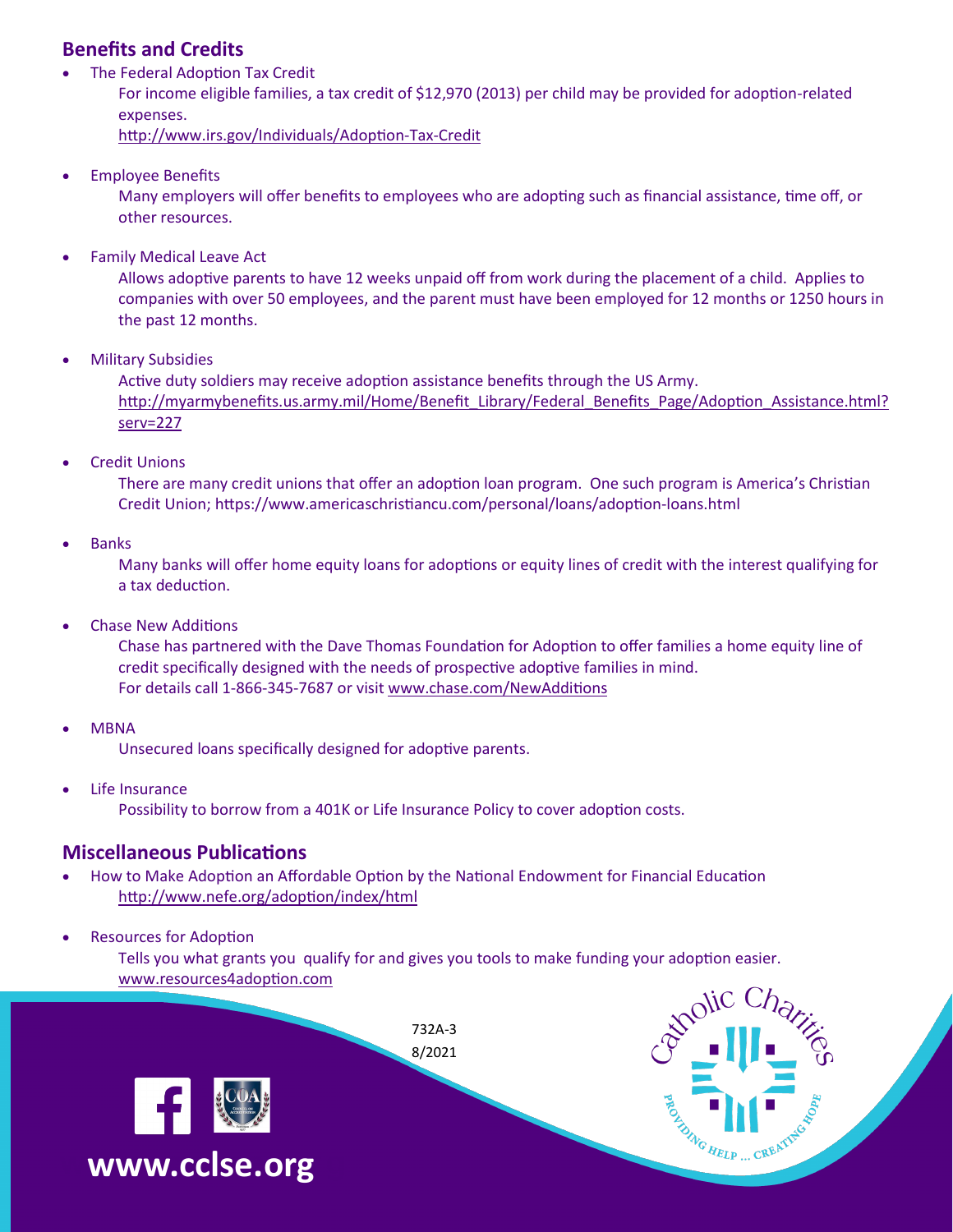## Benefits and Credits

- The Federal Adoption Tax Credit

  For income eligible families, a tax credit of $12,970 (2013) per child may be provided for adoption-related expenses.

  http://www.irs.gov/Individuals/Adoption-Tax-Credit

- Employee Benefits

  Many employers will offer benefits to employees who are adopting such as financial assistance, time off, or other resources.

- Family Medical Leave Act

  Allows adoptive parents to have 12 weeks unpaid off from work during the placement of a child. Applies to companies with over 50 employees, and the parent must have been employed for 12 months or 1250 hours in the past 12 months.

- Military Subsidies

  Active duty soldiers may receive adoption assistance benefits through the US Army.

  http://myarmybenefits.us.army.mil/Home/Benefit_Library/Federal_Benefits_Page/Adoption_Assistance.html?serv=227

- Credit Unions

  There are many credit unions that offer an adoption loan program. One such program is America's Christian Credit Union; https://www.americaschristiancu.com/personal/loans/adoption-loans.html

- Banks

  Many banks will offer home equity loans for adoptions or equity lines of credit with the interest qualifying for a tax deduction.

- Chase New Additions

  Chase has partnered with the Dave Thomas Foundation for Adoption to offer families a home equity line of credit specifically designed with the needs of prospective adoptive families in mind.

  For details call 1-866-345-7687 or visit www.chase.com/NewAdditions

- MBNA

  Unsecured loans specifically designed for adoptive parents.

- Life Insurance

  Possibility to borrow from a 401K or Life Insurance Policy to cover adoption costs.

## Miscellaneous Publications

- How to Make Adoption an Affordable Option by the National Endowment for Financial Education

  http://www.nefe.org/adoption/index/html

- Resources for Adoption

  Tells you what grants you qualify for and gives you tools to make funding your adoption easier.

  www.resources4adoption.com

732A-3

8/2021

www.cclse.org